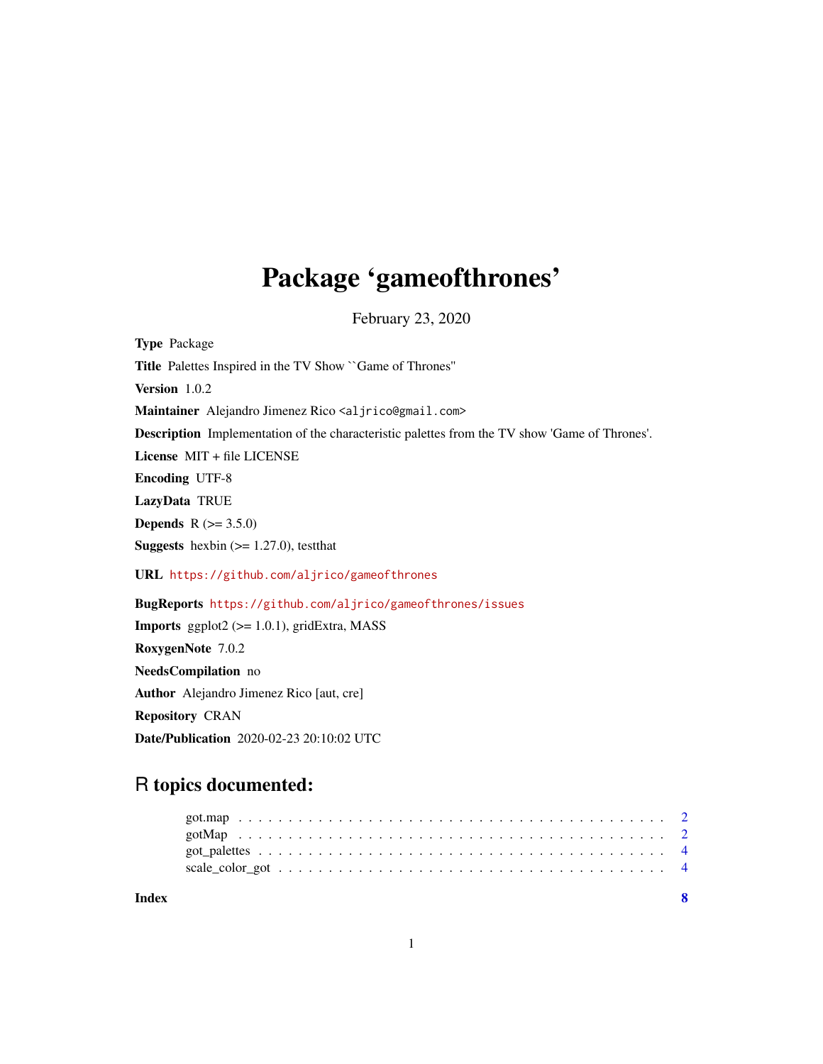# Package 'gameofthrones'

February 23, 2020

**Type** Package

**Title** Palettes Inspired in the TV Show ``Game of Thrones''

**Version** 1.0.2

**Maintainer** Alejandro Jimenez Rico <aljrico@gmail.com>

**Description** Implementation of the characteristic palettes from the TV show 'Game of Thrones'.

**License** MIT + file LICENSE

**Encoding** UTF-8

**LazyData** TRUE

**Depends** R (>= 3.5.0)

**Suggests** hexbin (>= 1.27.0), testthat

**URL** https://github.com/aljrico/gameofthrones

**BugReports** https://github.com/aljrico/gameofthrones/issues

**Imports** ggplot2 (>= 1.0.1), gridExtra, MASS

**RoxygenNote** 7.0.2

**NeedsCompilation** no

**Author** Alejandro Jimenez Rico [aut, cre]

**Repository** CRAN

**Date/Publication** 2020-02-23 20:10:02 UTC

## R topics documented:

- got.map . . . . . . . . . . . . . . . . . . . . . . . . . . . . . . . . . . . . . . . . . . 2
- gotMap . . . . . . . . . . . . . . . . . . . . . . . . . . . . . . . . . . . . . . . . . . 2
- got_palettes . . . . . . . . . . . . . . . . . . . . . . . . . . . . . . . . . . . . . . . 4
- scale_color_got . . . . . . . . . . . . . . . . . . . . . . . . . . . . . . . . . . . . . 4

**Index** **8**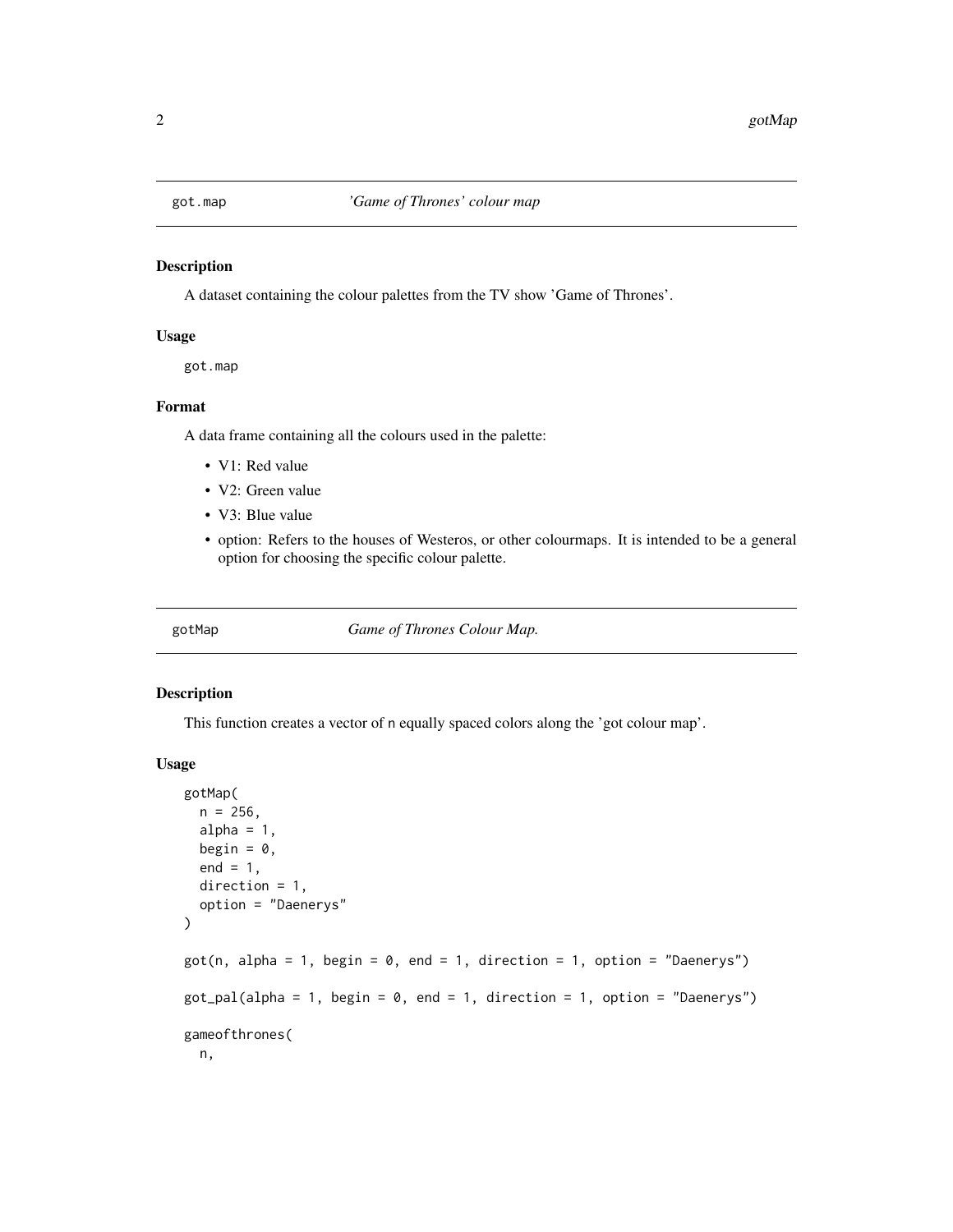## got.map — *'Game of Thrones' colour map*

### Description

A dataset containing the colour palettes from the TV show 'Game of Thrones'.

### Usage

```
got.map
```

### Format

A data frame containing all the colours used in the palette:

- V1: Red value
- V2: Green value
- V3: Blue value
- option: Refers to the houses of Westeros, or other colourmaps. It is intended to be a general option for choosing the specific colour palette.

## gotMap — *Game of Thrones Colour Map.*

### Description

This function creates a vector of n equally spaced colors along the 'got colour map'.

### Usage

```
gotMap(
  n = 256,
  alpha = 1,
  begin = 0,
  end = 1,
  direction = 1,
  option = "Daenerys"
)

got(n, alpha = 1, begin = 0, end = 1, direction = 1, option = "Daenerys")

got_pal(alpha = 1, begin = 0, end = 1, direction = 1, option = "Daenerys")

gameofthrones(
  n,
```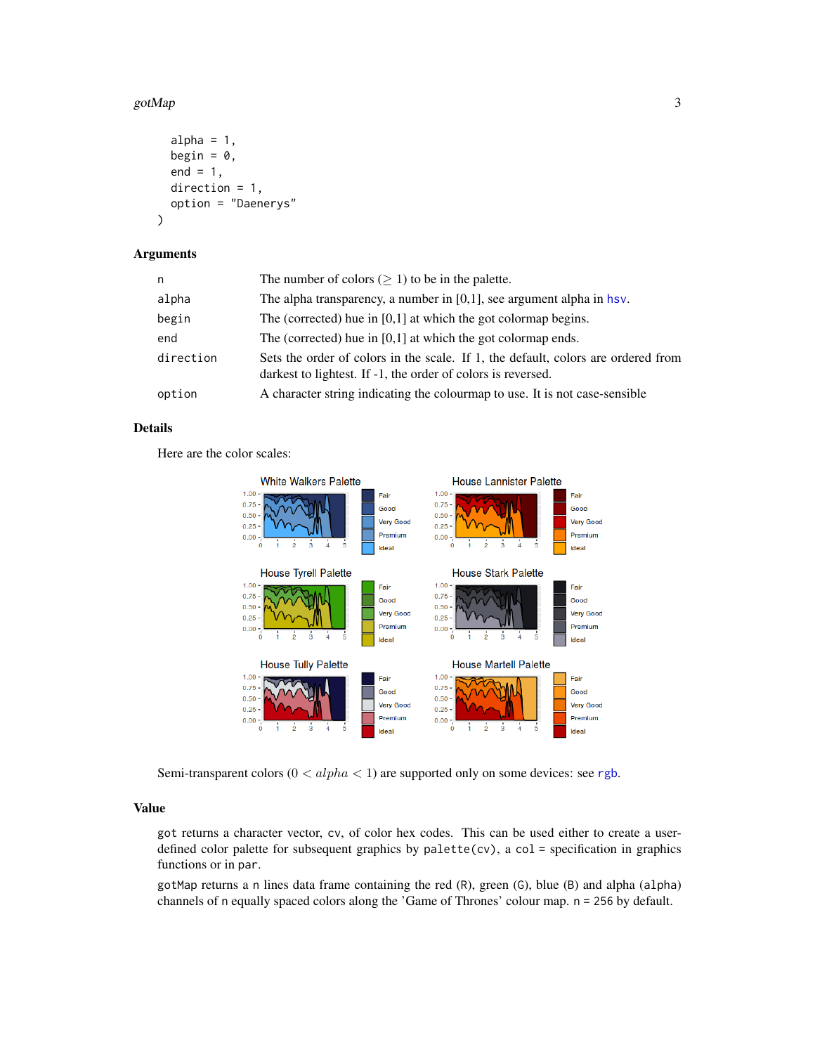```
    alpha = 1,
    begin = 0,
    end = 1,
    direction = 1,
    option = "Daenerys"
)
```

## Arguments

| | |
|---|---|
| n | The number of colors ($\geq 1$) to be in the palette. |
| alpha | The alpha transparency, a number in [0,1], see argument alpha in hsv. |
| begin | The (corrected) hue in [0,1] at which the got colormap begins. |
| end | The (corrected) hue in [0,1] at which the got colormap ends. |
| direction | Sets the order of colors in the scale. If 1, the default, colors are ordered from darkest to lightest. If -1, the order of colors is reversed. |
| option | A character string indicating the colourmap to use. It is not case-sensible |

## Details

Here are the color scales:

Semi-transparent colors ($0 < alpha < 1$) are supported only on some devices: see rgb.

## Value

got returns a character vector, cv, of color hex codes. This can be used either to create a user-defined color palette for subsequent graphics by palette(cv), a col = specification in graphics functions or in par.

gotMap returns a n lines data frame containing the red (R), green (G), blue (B) and alpha (alpha) channels of n equally spaced colors along the 'Game of Thrones' colour map. n = 256 by default.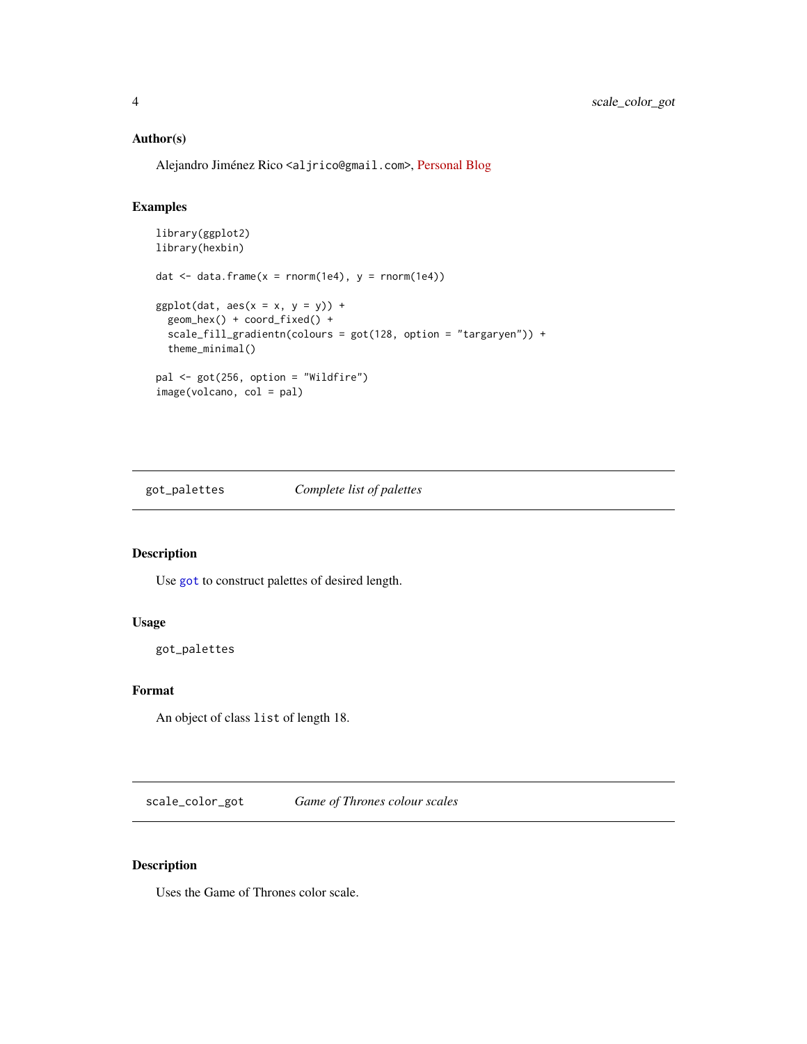### Author(s)

Alejandro Jiménez Rico <aljrico@gmail.com>, Personal Blog

### Examples

```
library(ggplot2)
library(hexbin)

dat <- data.frame(x = rnorm(1e4), y = rnorm(1e4))

ggplot(dat, aes(x = x, y = y)) +
  geom_hex() + coord_fixed() +
  scale_fill_gradientn(colours = got(128, option = "targaryen")) +
  theme_minimal()

pal <- got(256, option = "Wildfire")
image(volcano, col = pal)
```

---

## got_palettes *Complete list of palettes*

---

### Description

Use got to construct palettes of desired length.

### Usage

```
got_palettes
```

### Format

An object of class list of length 18.

---

## scale_color_got *Game of Thrones colour scales*

---

### Description

Uses the Game of Thrones color scale.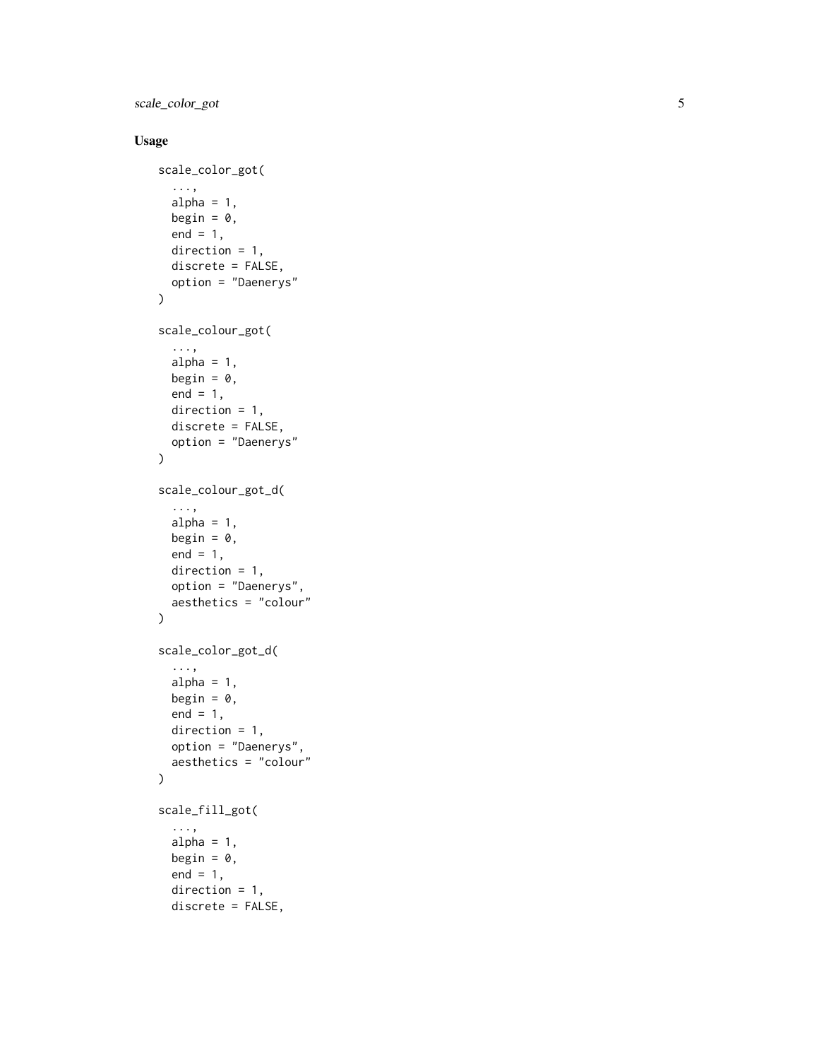## Usage

```
scale_color_got(
  ...,
  alpha = 1,
  begin = 0,
  end = 1,
  direction = 1,
  discrete = FALSE,
  option = "Daenerys"
)

scale_colour_got(
  ...,
  alpha = 1,
  begin = 0,
  end = 1,
  direction = 1,
  discrete = FALSE,
  option = "Daenerys"
)

scale_colour_got_d(
  ...,
  alpha = 1,
  begin = 0,
  end = 1,
  direction = 1,
  option = "Daenerys",
  aesthetics = "colour"
)

scale_color_got_d(
  ...,
  alpha = 1,
  begin = 0,
  end = 1,
  direction = 1,
  option = "Daenerys",
  aesthetics = "colour"
)

scale_fill_got(
  ...,
  alpha = 1,
  begin = 0,
  end = 1,
  direction = 1,
  discrete = FALSE,
```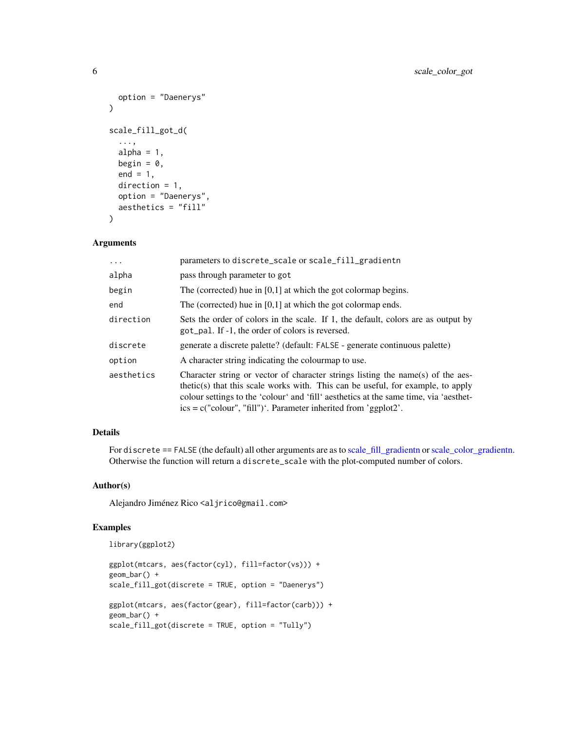```
  option = "Daenerys"
)

scale_fill_got_d(
  ...,
  alpha = 1,
  begin = 0,
  end = 1,
  direction = 1,
  option = "Daenerys",
  aesthetics = "fill"
)
```

### Arguments

| | |
|---|---|
| `...` | parameters to `discrete_scale` or `scale_fill_gradientn` |
| `alpha` | pass through parameter to `got` |
| `begin` | The (corrected) hue in [0,1] at which the got colormap begins. |
| `end` | The (corrected) hue in [0,1] at which the got colormap ends. |
| `direction` | Sets the order of colors in the scale. If 1, the default, colors are as output by `got_pal`. If -1, the order of colors is reversed. |
| `discrete` | generate a discrete palette? (default: `FALSE` - generate continuous palette) |
| `option` | A character string indicating the colourmap to use. |
| `aesthetics` | Character string or vector of character strings listing the name(s) of the aesthetic(s) that this scale works with. This can be useful, for example, to apply colour settings to the 'colour' and 'fill' aesthetics at the same time, via 'aesthetics = c("colour", "fill")'. Parameter inherited from 'ggplot2'. |

### Details

For `discrete == FALSE` (the default) all other arguments are as to scale_fill_gradientn or scale_color_gradientn. Otherwise the function will return a `discrete_scale` with the plot-computed number of colors.

### Author(s)

Alejandro Jiménez Rico <`aljrico@gmail.com`>

### Examples

```
library(ggplot2)

ggplot(mtcars, aes(factor(cyl), fill=factor(vs))) +
geom_bar() +
scale_fill_got(discrete = TRUE, option = "Daenerys")

ggplot(mtcars, aes(factor(gear), fill=factor(carb))) +
geom_bar() +
scale_fill_got(discrete = TRUE, option = "Tully")
```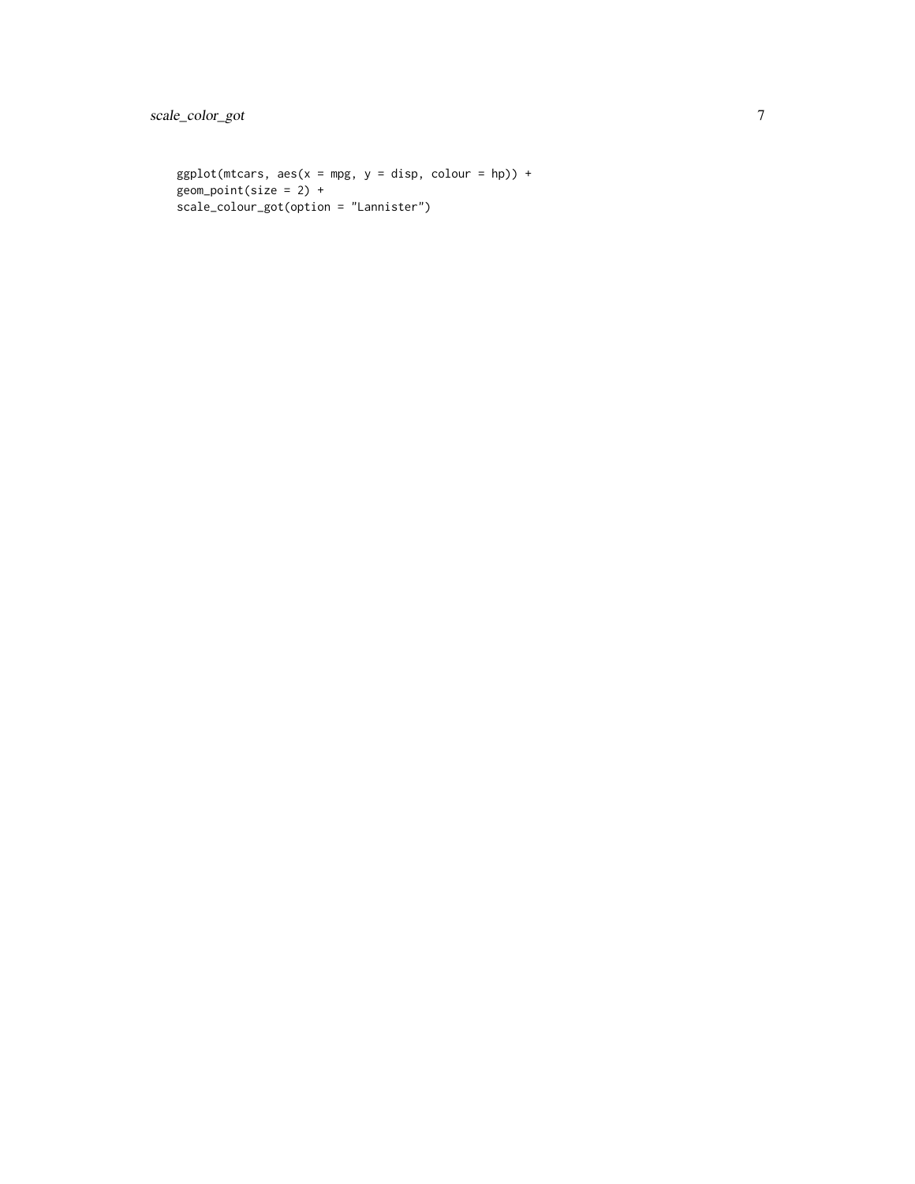```
ggplot(mtcars, aes(x = mpg, y = disp, colour = hp)) +
geom_point(size = 2) +
scale_colour_got(option = "Lannister")
```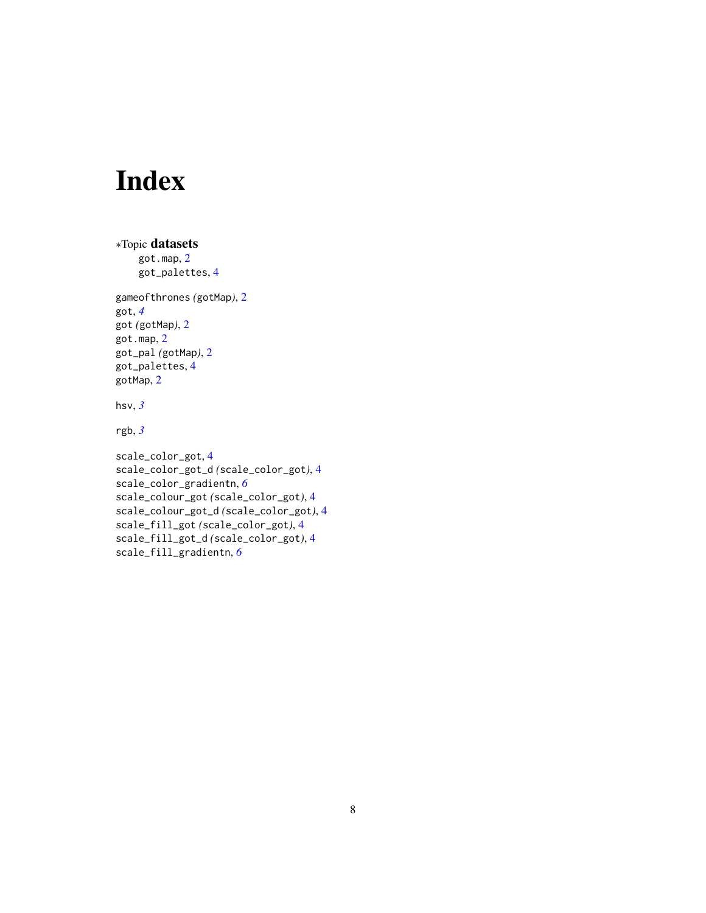# Index

*Topic **datasets**
 got.map, 2
 got_palettes, 4

gameofthrones *(*gotMap*)*, 2
got, *4*
got *(*gotMap*)*, 2
got.map, 2
got_pal *(*gotMap*)*, 2
got_palettes, 4
gotMap, 2

hsv, *3*

rgb, *3*

scale_color_got, 4
scale_color_got_d *(*scale_color_got*)*, 4
scale_color_gradientn, *6*
scale_colour_got *(*scale_color_got*)*, 4
scale_colour_got_d *(*scale_color_got*)*, 4
scale_fill_got *(*scale_color_got*)*, 4
scale_fill_got_d *(*scale_color_got*)*, 4
scale_fill_gradientn, *6*